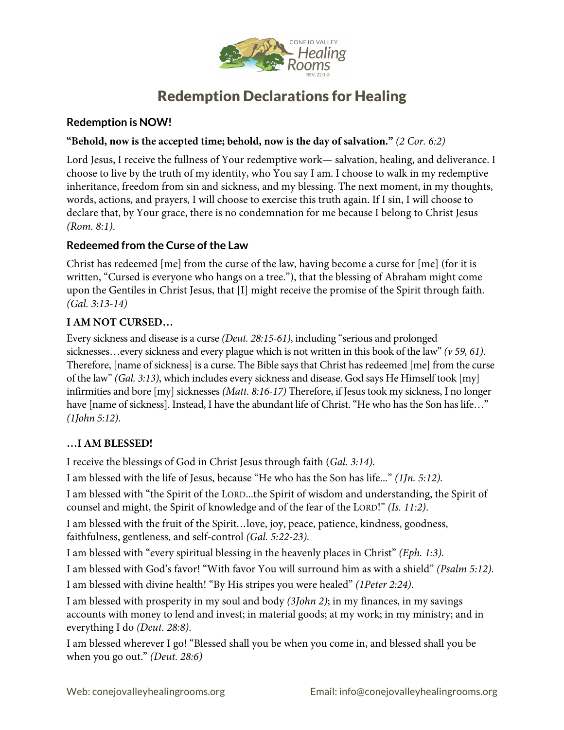# Redemption Declarations for Healing

## Redemption is NOW!

**"Behold, now is the accepted time; behold, now is the day of salvation."** *(2 Cor. 6:2)*

Lord Jesus, I receive the fullness of Your redemptive work— salvation, healing, and deliverance. I choose to live by the truth of my identity, who You say I am. I choose to walk in my redemptive inheritance, freedom from sin and sickness, and my blessing. The next moment, in my thoughts, words, actions, and prayers, I will choose to exercise this truth again. If I sin, I will choose to declare that, by Your grace, there is no condemnation for me because I belong to Christ Jesus *(Rom. 8:1)*.

## Redeemed from the Curse of the Law

Christ has redeemed [me] from the curse of the law, having become a curse for [me] (for it is written, "Cursed is everyone who hangs on a tree."), that the blessing of Abraham might come upon the Gentiles in Christ Jesus, that [I] might receive the promise of the Spirit through faith. *(Gal. 3:13-14)*

**I AM NOT CURSED…**

Every sickness and disease is a curse *(Deut. 28:15-61)*, including "serious and prolonged sicknesses…every sickness and every plague which is not written in this book of the law" *(v 59, 61)*. Therefore, [name of sickness] is a curse. The Bible says that Christ has redeemed [me] from the curse of the law" *(Gal. 3:13)*, which includes every sickness and disease. God says He Himself took [my] infirmities and bore [my] sicknesses *(Matt. 8:16-17)* Therefore, if Jesus took my sickness, I no longer have [name of sickness]. Instead, I have the abundant life of Christ. "He who has the Son has life…" *(1John 5:12)*.

**…I AM BLESSED!**

I receive the blessings of God in Christ Jesus through faith (*Gal. 3:14).*

I am blessed with the life of Jesus, because "He who has the Son has life..." *(1Jn. 5:12).*

I am blessed with "the Spirit of the LORD...the Spirit of wisdom and understanding, the Spirit of counsel and might, the Spirit of knowledge and of the fear of the LORD!" *(Is. 11:2)*.

I am blessed with the fruit of the Spirit…love, joy, peace, patience, kindness, goodness, faithfulness, gentleness, and self-control *(Gal. 5:22-23).*

I am blessed with "every spiritual blessing in the heavenly places in Christ" *(Eph. 1:3).*

I am blessed with God's favor! "With favor You will surround him as with a shield" *(Psalm 5:12).*

I am blessed with divine health! "By His stripes you were healed" *(1Peter 2:24).*

I am blessed with prosperity in my soul and body *(3John 2)*; in my finances, in my savings accounts with money to lend and invest; in material goods; at my work; in my ministry; and in everything I do *(Deut. 28:8).*

I am blessed wherever I go! "Blessed shall you be when you come in, and blessed shall you be when you go out." *(Deut. 28:6)*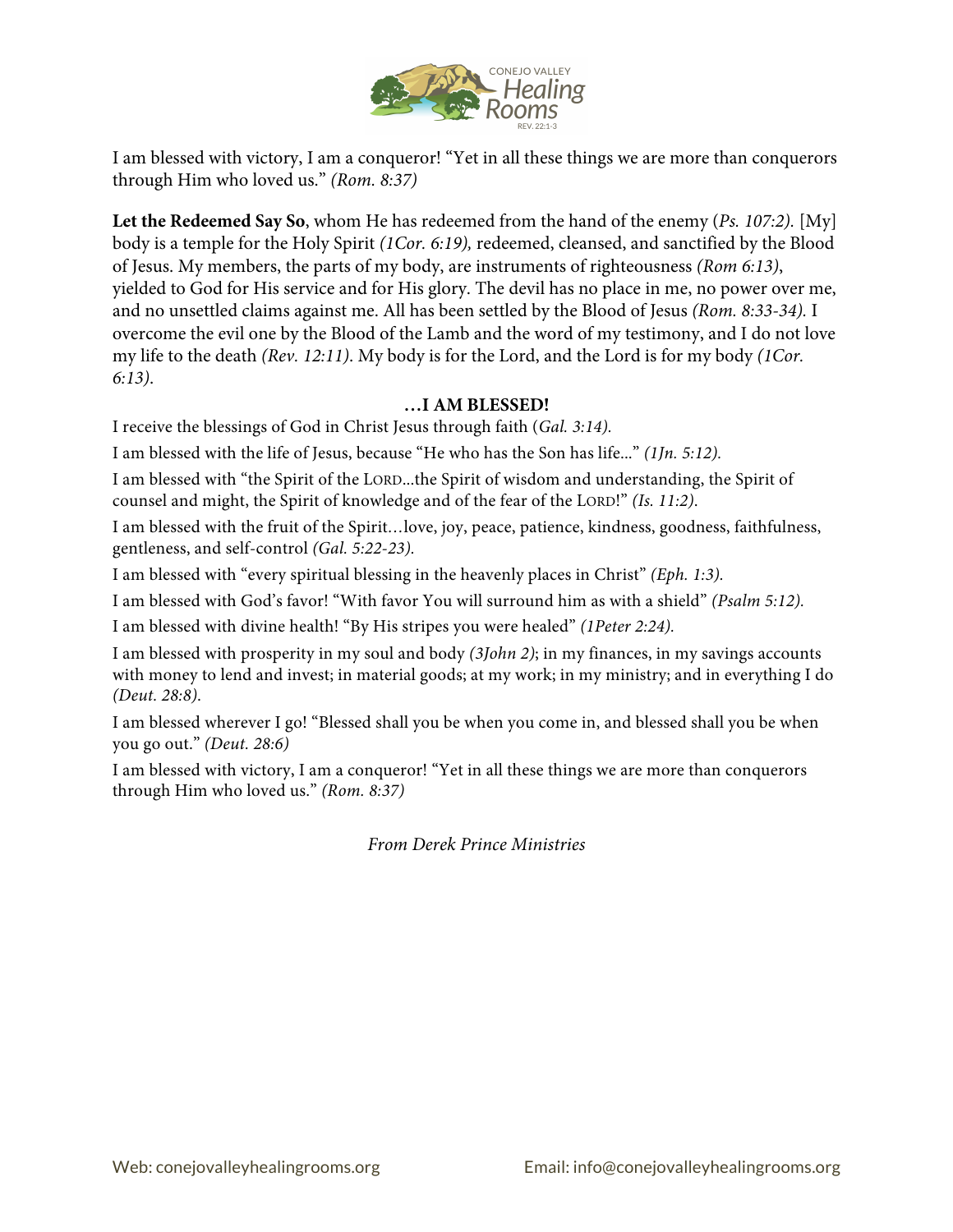I am blessed with victory, I am a conqueror! "Yet in all these things we are more than conquerors through Him who loved us." *(Rom. 8:37)*

**Let the Redeemed Say So**, whom He has redeemed from the hand of the enemy (*Ps. 107:2).* [My] body is a temple for the Holy Spirit *(1Cor. 6:19),* redeemed, cleansed, and sanctified by the Blood of Jesus. My members, the parts of my body, are instruments of righteousness *(Rom 6:13)*, yielded to God for His service and for His glory. The devil has no place in me, no power over me, and no unsettled claims against me. All has been settled by the Blood of Jesus *(Rom. 8:33-34).* I overcome the evil one by the Blood of the Lamb and the word of my testimony, and I do not love my life to the death *(Rev. 12:11)*. My body is for the Lord, and the Lord is for my body *(1Cor. 6:13)*.

**…I AM BLESSED!**

I receive the blessings of God in Christ Jesus through faith (*Gal. 3:14).*

I am blessed with the life of Jesus, because "He who has the Son has life..." *(1Jn. 5:12).*

I am blessed with "the Spirit of the LORD...the Spirit of wisdom and understanding, the Spirit of counsel and might, the Spirit of knowledge and of the fear of the LORD!" *(Is. 11:2).*

I am blessed with the fruit of the Spirit…love, joy, peace, patience, kindness, goodness, faithfulness, gentleness, and self-control *(Gal. 5:22-23).*

I am blessed with "every spiritual blessing in the heavenly places in Christ" *(Eph. 1:3).*

I am blessed with God's favor! "With favor You will surround him as with a shield" *(Psalm 5:12).*

I am blessed with divine health! "By His stripes you were healed" *(1Peter 2:24).*

I am blessed with prosperity in my soul and body *(3John 2)*; in my finances, in my savings accounts with money to lend and invest; in material goods; at my work; in my ministry; and in everything I do *(Deut. 28:8)*.

I am blessed wherever I go! "Blessed shall you be when you come in, and blessed shall you be when you go out." *(Deut. 28:6)*

I am blessed with victory, I am a conqueror! "Yet in all these things we are more than conquerors through Him who loved us." *(Rom. 8:37)*

*From Derek Prince Ministries*